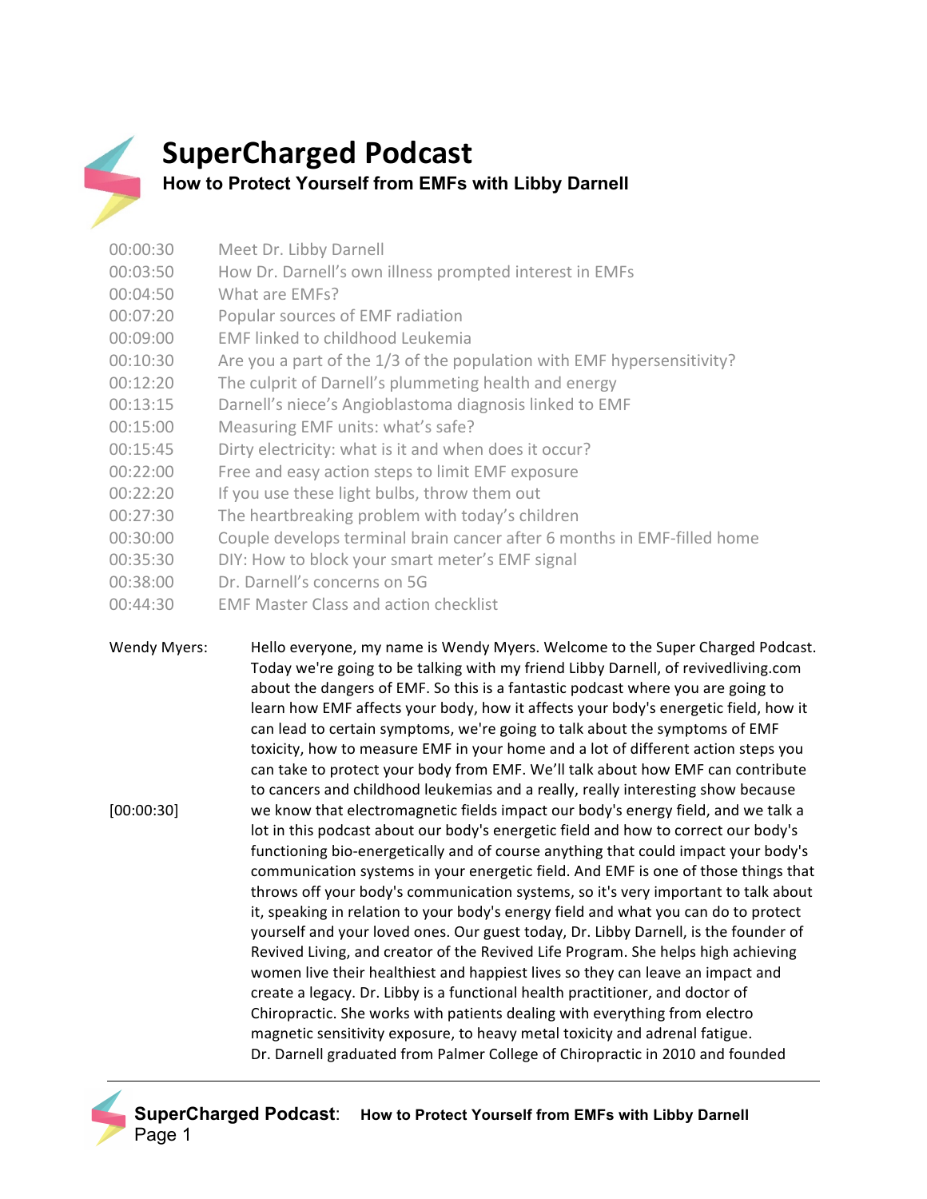# SuperCharged Podcast

## How to Protect Yourself from EMFs with Libby Darnell

| | |
|---|---|
| 00:00:30 | Meet Dr. Libby Darnell |
| 00:03:50 | How Dr. Darnell's own illness prompted interest in EMFs |
| 00:04:50 | What are EMFs? |
| 00:07:20 | Popular sources of EMF radiation |
| 00:09:00 | EMF linked to childhood Leukemia |
| 00:10:30 | Are you a part of the 1/3 of the population with EMF hypersensitivity? |
| 00:12:20 | The culprit of Darnell's plummeting health and energy |
| 00:13:15 | Darnell's niece's Angioblastoma diagnosis linked to EMF |
| 00:15:00 | Measuring EMF units: what's safe? |
| 00:15:45 | Dirty electricity: what is it and when does it occur? |
| 00:22:00 | Free and easy action steps to limit EMF exposure |
| 00:22:20 | If you use these light bulbs, throw them out |
| 00:27:30 | The heartbreaking problem with today's children |
| 00:30:00 | Couple develops terminal brain cancer after 6 months in EMF-filled home |
| 00:35:30 | DIY: How to block your smart meter's EMF signal |
| 00:38:00 | Dr. Darnell's concerns on 5G |
| 00:44:30 | EMF Master Class and action checklist |

**Wendy Myers:** Hello everyone, my name is Wendy Myers. Welcome to the Super Charged Podcast. Today we're going to be talking with my friend Libby Darnell, of revivedliving.com about the dangers of EMF. So this is a fantastic podcast where you are going to learn how EMF affects your body, how it affects your body's energetic field, how it can lead to certain symptoms, we're going to talk about the symptoms of EMF toxicity, how to measure EMF in your home and a lot of different action steps you can take to protect your body from EMF. We'll talk about how EMF can contribute to cancers and childhood leukemias and a really, really interesting show because

[00:00:30] we know that electromagnetic fields impact our body's energy field, and we talk a lot in this podcast about our body's energetic field and how to correct our body's functioning bio-energetically and of course anything that could impact your body's communication systems in your energetic field. And EMF is one of those things that throws off your body's communication systems, so it's very important to talk about it, speaking in relation to your body's energy field and what you can do to protect yourself and your loved ones. Our guest today, Dr. Libby Darnell, is the founder of Revived Living, and creator of the Revived Life Program. She helps high achieving women live their healthiest and happiest lives so they can leave an impact and create a legacy. Dr. Libby is a functional health practitioner, and doctor of Chiropractic. She works with patients dealing with everything from electro magnetic sensitivity exposure, to heavy metal toxicity and adrenal fatigue. Dr. Darnell graduated from Palmer College of Chiropractic in 2010 and founded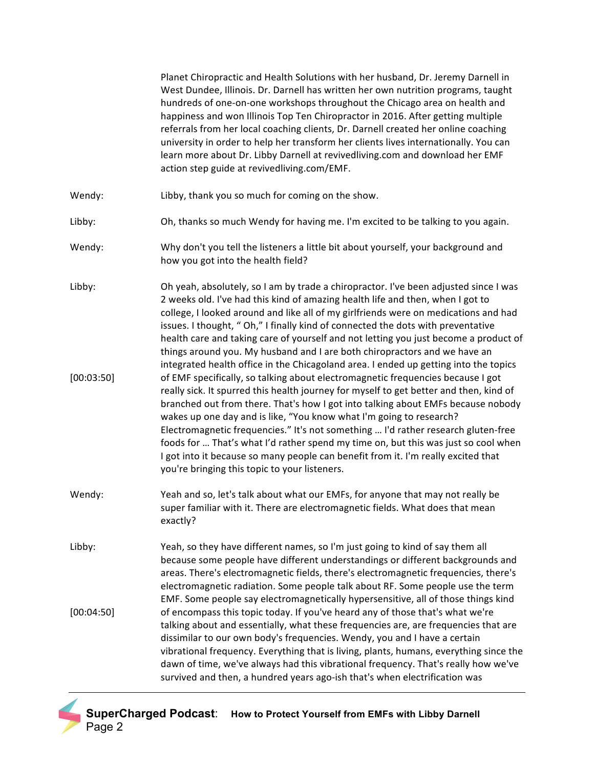Planet Chiropractic and Health Solutions with her husband, Dr. Jeremy Darnell in West Dundee, Illinois. Dr. Darnell has written her own nutrition programs, taught hundreds of one-on-one workshops throughout the Chicago area on health and happiness and won Illinois Top Ten Chiropractor in 2016. After getting multiple referrals from her local coaching clients, Dr. Darnell created her online coaching university in order to help her transform her clients lives internationally. You can learn more about Dr. Libby Darnell at revivedliving.com and download her EMF action step guide at revivedliving.com/EMF.

**Wendy:** Libby, thank you so much for coming on the show.

**Libby:** Oh, thanks so much Wendy for having me. I'm excited to be talking to you again.

**Wendy:** Why don't you tell the listeners a little bit about yourself, your background and how you got into the health field?

**Libby:** Oh yeah, absolutely, so I am by trade a chiropractor. I've been adjusted since I was 2 weeks old. I've had this kind of amazing health life and then, when I got to college, I looked around and like all of my girlfriends were on medications and had issues. I thought, " Oh," I finally kind of connected the dots with preventative health care and taking care of yourself and not letting you just become a product of things around you. My husband and I are both chiropractors and we have an integrated health office in the Chicagoland area. I ended up getting into the topics of EMF specifically, so talking about electromagnetic frequencies because I got really sick. It spurred this health journey for myself to get better and then, kind of branched out from there. That's how I got into talking about EMFs because nobody wakes up one day and is like, "You know what I'm going to research? Electromagnetic frequencies." It's not something … I'd rather research gluten-free foods for … That's what I'd rather spend my time on, but this was just so cool when I got into it because so many people can benefit from it. I'm really excited that you're bringing this topic to your listeners.

[00:03:50]

**Wendy:** Yeah and so, let's talk about what our EMFs, for anyone that may not really be super familiar with it. There are electromagnetic fields. What does that mean exactly?

**Libby:** Yeah, so they have different names, so I'm just going to kind of say them all because some people have different understandings or different backgrounds and areas. There's electromagnetic fields, there's electromagnetic frequencies, there's electromagnetic radiation. Some people talk about RF. Some people use the term EMF. Some people say electromagnetically hypersensitive, all of those things kind of encompass this topic today. If you've heard any of those that's what we're talking about and essentially, what these frequencies are, are frequencies that are dissimilar to our own body's frequencies. Wendy, you and I have a certain vibrational frequency. Everything that is living, plants, humans, everything since the dawn of time, we've always had this vibrational frequency. That's really how we've survived and then, a hundred years ago-ish that's when electrification was

[00:04:50]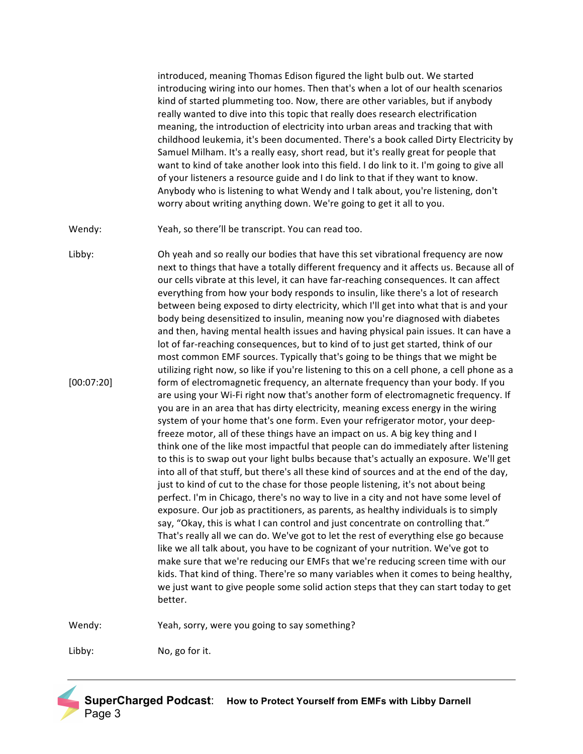introduced, meaning Thomas Edison figured the light bulb out. We started introducing wiring into our homes. Then that's when a lot of our health scenarios kind of started plummeting too. Now, there are other variables, but if anybody really wanted to dive into this topic that really does research electrification meaning, the introduction of electricity into urban areas and tracking that with childhood leukemia, it's been documented. There's a book called Dirty Electricity by Samuel Milham. It's a really easy, short read, but it's really great for people that want to kind of take another look into this field. I do link to it. I'm going to give all of your listeners a resource guide and I do link to that if they want to know. Anybody who is listening to what Wendy and I talk about, you're listening, don't worry about writing anything down. We're going to get it all to you.

Wendy: Yeah, so there'll be transcript. You can read too.

Libby: Oh yeah and so really our bodies that have this set vibrational frequency are now next to things that have a totally different frequency and it affects us. Because all of our cells vibrate at this level, it can have far-reaching consequences. It can affect everything from how your body responds to insulin, like there's a lot of research between being exposed to dirty electricity, which I'll get into what that is and your body being desensitized to insulin, meaning now you're diagnosed with diabetes and then, having mental health issues and having physical pain issues. It can have a lot of far-reaching consequences, but to kind of to just get started, think of our most common EMF sources. Typically that's going to be things that we might be utilizing right now, so like if you're listening to this on a cell phone, a cell phone as a form of electromagnetic frequency, an alternate frequency than your body. If you are using your Wi-Fi right now that's another form of electromagnetic frequency. If you are in an area that has dirty electricity, meaning excess energy in the wiring system of your home that's one form. Even your refrigerator motor, your deep-freeze motor, all of these things have an impact on us. A big key thing and I think one of the like most impactful that people can do immediately after listening to this is to swap out your light bulbs because that's actually an exposure. We'll get into all of that stuff, but there's all these kind of sources and at the end of the day, just to kind of cut to the chase for those people listening, it's not about being perfect. I'm in Chicago, there's no way to live in a city and not have some level of exposure. Our job as practitioners, as parents, as healthy individuals is to simply say, "Okay, this is what I can control and just concentrate on controlling that." That's really all we can do. We've got to let the rest of everything else go because like we all talk about, you have to be cognizant of your nutrition. We've got to make sure that we're reducing our EMFs that we're reducing screen time with our kids. That kind of thing. There're so many variables when it comes to being healthy, we just want to give people some solid action steps that they can start today to get better.

[00:07:20]

Wendy: Yeah, sorry, were you going to say something?

Libby: No, go for it.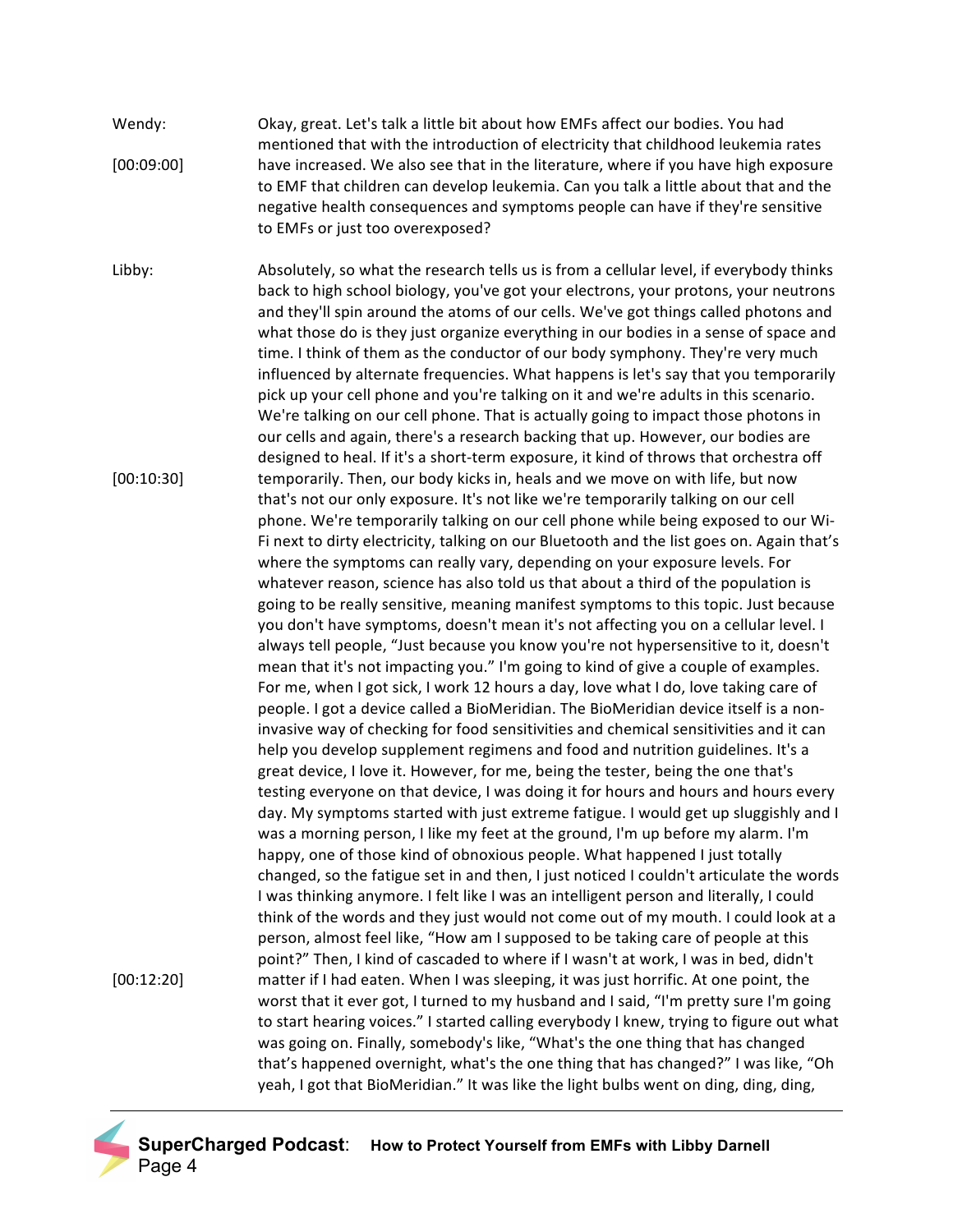**Wendy:** Okay, great. Let's talk a little bit about how EMFs affect our bodies. You had mentioned that with the introduction of electricity that childhood leukemia rates

[00:09:00]

have increased. We also see that in the literature, where if you have high exposure to EMF that children can develop leukemia. Can you talk a little about that and the negative health consequences and symptoms people can have if they're sensitive to EMFs or just too overexposed?

**Libby:** Absolutely, so what the research tells us is from a cellular level, if everybody thinks back to high school biology, you've got your electrons, your protons, your neutrons and they'll spin around the atoms of our cells. We've got things called photons and what those do is they just organize everything in our bodies in a sense of space and time. I think of them as the conductor of our body symphony. They're very much influenced by alternate frequencies. What happens is let's say that you temporarily pick up your cell phone and you're talking on it and we're adults in this scenario. We're talking on our cell phone. That is actually going to impact those photons in our cells and again, there's a research backing that up. However, our bodies are designed to heal. If it's a short-term exposure, it kind of throws that orchestra off

[00:10:30]

temporarily. Then, our body kicks in, heals and we move on with life, but now that's not our only exposure. It's not like we're temporarily talking on our cell phone. We're temporarily talking on our cell phone while being exposed to our Wi-Fi next to dirty electricity, talking on our Bluetooth and the list goes on. Again that's where the symptoms can really vary, depending on your exposure levels. For whatever reason, science has also told us that about a third of the population is going to be really sensitive, meaning manifest symptoms to this topic. Just because you don't have symptoms, doesn't mean it's not affecting you on a cellular level. I always tell people, "Just because you know you're not hypersensitive to it, doesn't mean that it's not impacting you." I'm going to kind of give a couple of examples. For me, when I got sick, I work 12 hours a day, love what I do, love taking care of people. I got a device called a BioMeridian. The BioMeridian device itself is a non-invasive way of checking for food sensitivities and chemical sensitivities and it can help you develop supplement regimens and food and nutrition guidelines. It's a great device, I love it. However, for me, being the tester, being the one that's testing everyone on that device, I was doing it for hours and hours and hours every day. My symptoms started with just extreme fatigue. I would get up sluggishly and I was a morning person, I like my feet at the ground, I'm up before my alarm. I'm happy, one of those kind of obnoxious people. What happened I just totally changed, so the fatigue set in and then, I just noticed I couldn't articulate the words I was thinking anymore. I felt like I was an intelligent person and literally, I could think of the words and they just would not come out of my mouth. I could look at a person, almost feel like, "How am I supposed to be taking care of people at this point?" Then, I kind of cascaded to where if I wasn't at work, I was in bed, didn't

[00:12:20]

matter if I had eaten. When I was sleeping, it was just horrific. At one point, the worst that it ever got, I turned to my husband and I said, "I'm pretty sure I'm going to start hearing voices." I started calling everybody I knew, trying to figure out what was going on. Finally, somebody's like, "What's the one thing that has changed that's happened overnight, what's the one thing that has changed?" I was like, "Oh yeah, I got that BioMeridian." It was like the light bulbs went on ding, ding, ding,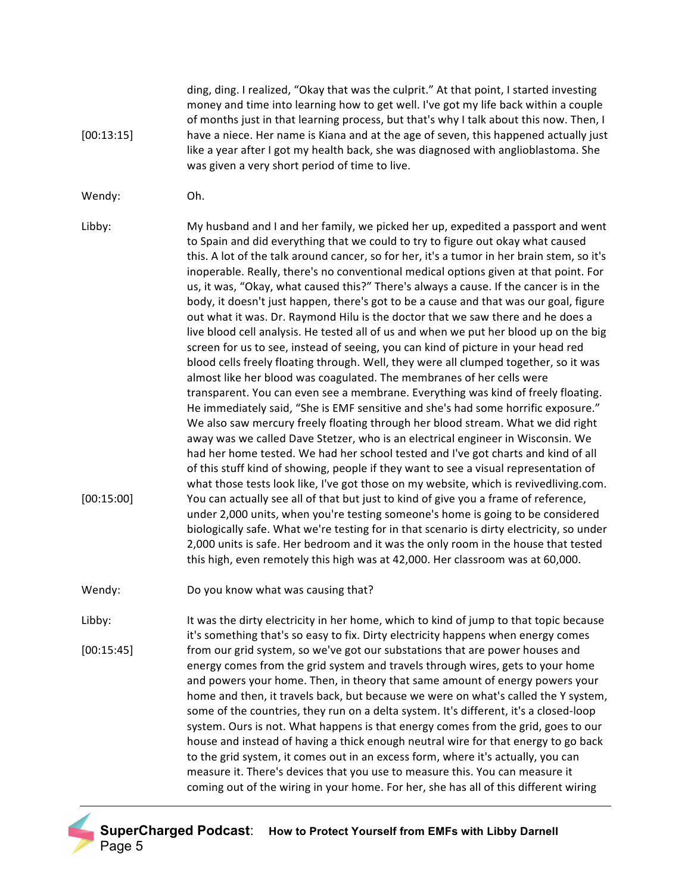[00:13:15] ding, ding. I realized, "Okay that was the culprit." At that point, I started investing money and time into learning how to get well. I've got my life back within a couple of months just in that learning process, but that's why I talk about this now. Then, I have a niece. Her name is Kiana and at the age of seven, this happened actually just like a year after I got my health back, she was diagnosed with anglioblastoma. She was given a very short period of time to live.

Wendy: Oh.

Libby: My husband and I and her family, we picked her up, expedited a passport and went to Spain and did everything that we could to try to figure out okay what caused this. A lot of the talk around cancer, so for her, it's a tumor in her brain stem, so it's inoperable. Really, there's no conventional medical options given at that point. For us, it was, "Okay, what caused this?" There's always a cause. If the cancer is in the body, it doesn't just happen, there's got to be a cause and that was our goal, figure out what it was. Dr. Raymond Hilu is the doctor that we saw there and he does a live blood cell analysis. He tested all of us and when we put her blood up on the big screen for us to see, instead of seeing, you can kind of picture in your head red blood cells freely floating through. Well, they were all clumped together, so it was almost like her blood was coagulated. The membranes of her cells were transparent. You can even see a membrane. Everything was kind of freely floating. He immediately said, "She is EMF sensitive and she's had some horrific exposure." We also saw mercury freely floating through her blood stream. What we did right away was we called Dave Stetzer, who is an electrical engineer in Wisconsin. We had her home tested. We had her school tested and I've got charts and kind of all of this stuff kind of showing, people if they want to see a visual representation of what those tests look like, I've got those on my website, which is revivedliving.com.

[00:15:00] You can actually see all of that but just to kind of give you a frame of reference, under 2,000 units, when you're testing someone's home is going to be considered biologically safe. What we're testing for in that scenario is dirty electricity, so under 2,000 units is safe. Her bedroom and it was the only room in the house that tested this high, even remotely this high was at 42,000. Her classroom was at 60,000.

Wendy: Do you know what was causing that?

Libby: It was the dirty electricity in her home, which to kind of jump to that topic because it's something that's so easy to fix. Dirty electricity happens when energy comes

[00:15:45] from our grid system, so we've got our substations that are power houses and energy comes from the grid system and travels through wires, gets to your home and powers your home. Then, in theory that same amount of energy powers your home and then, it travels back, but because we were on what's called the Y system, some of the countries, they run on a delta system. It's different, it's a closed-loop system. Ours is not. What happens is that energy comes from the grid, goes to our house and instead of having a thick enough neutral wire for that energy to go back to the grid system, it comes out in an excess form, where it's actually, you can measure it. There's devices that you use to measure this. You can measure it coming out of the wiring in your home. For her, she has all of this different wiring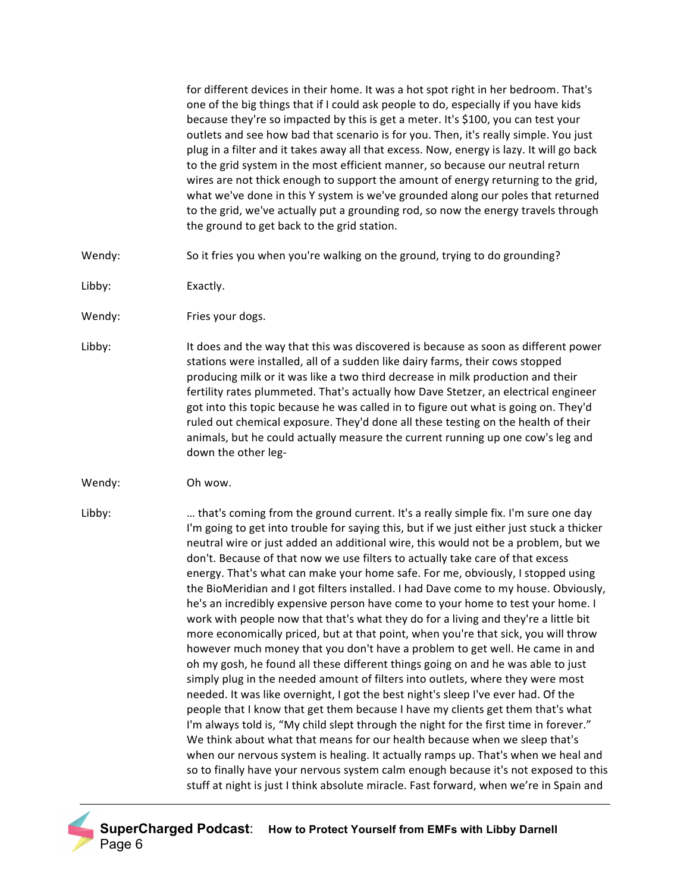for different devices in their home. It was a hot spot right in her bedroom. That's one of the big things that if I could ask people to do, especially if you have kids because they're so impacted by this is get a meter. It's $100, you can test your outlets and see how bad that scenario is for you. Then, it's really simple. You just plug in a filter and it takes away all that excess. Now, energy is lazy. It will go back to the grid system in the most efficient manner, so because our neutral return wires are not thick enough to support the amount of energy returning to the grid, what we've done in this Y system is we've grounded along our poles that returned to the grid, we've actually put a grounding rod, so now the energy travels through the ground to get back to the grid station.

**Wendy:** So it fries you when you're walking on the ground, trying to do grounding?

**Libby:** Exactly.

**Wendy:** Fries your dogs.

**Libby:** It does and the way that this was discovered is because as soon as different power stations were installed, all of a sudden like dairy farms, their cows stopped producing milk or it was like a two third decrease in milk production and their fertility rates plummeted. That's actually how Dave Stetzer, an electrical engineer got into this topic because he was called in to figure out what is going on. They'd ruled out chemical exposure. They'd done all these testing on the health of their animals, but he could actually measure the current running up one cow's leg and down the other leg-

**Wendy:** Oh wow.

**Libby:** … that's coming from the ground current. It's a really simple fix. I'm sure one day I'm going to get into trouble for saying this, but if we just either just stuck a thicker neutral wire or just added an additional wire, this would not be a problem, but we don't. Because of that now we use filters to actually take care of that excess energy. That's what can make your home safe. For me, obviously, I stopped using the BioMeridian and I got filters installed. I had Dave come to my house. Obviously, he's an incredibly expensive person have come to your home to test your home. I work with people now that that's what they do for a living and they're a little bit more economically priced, but at that point, when you're that sick, you will throw however much money that you don't have a problem to get well. He came in and oh my gosh, he found all these different things going on and he was able to just simply plug in the needed amount of filters into outlets, where they were most needed. It was like overnight, I got the best night's sleep I've ever had. Of the people that I know that get them because I have my clients get them that's what I'm always told is, "My child slept through the night for the first time in forever." We think about what that means for our health because when we sleep that's when our nervous system is healing. It actually ramps up. That's when we heal and so to finally have your nervous system calm enough because it's not exposed to this stuff at night is just I think absolute miracle. Fast forward, when we're in Spain and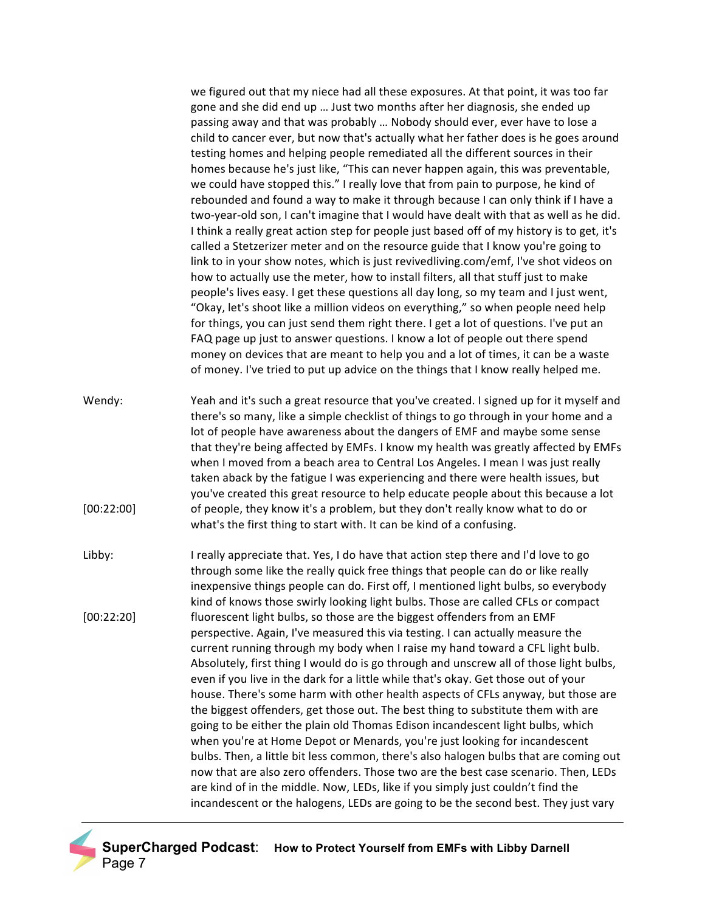we figured out that my niece had all these exposures. At that point, it was too far gone and she did end up … Just two months after her diagnosis, she ended up passing away and that was probably … Nobody should ever, ever have to lose a child to cancer ever, but now that's actually what her father does is he goes around testing homes and helping people remediated all the different sources in their homes because he's just like, "This can never happen again, this was preventable, we could have stopped this." I really love that from pain to purpose, he kind of rebounded and found a way to make it through because I can only think if I have a two-year-old son, I can't imagine that I would have dealt with that as well as he did. I think a really great action step for people just based off of my history is to get, it's called a Stetzerizer meter and on the resource guide that I know you're going to link to in your show notes, which is just revivedliving.com/emf, I've shot videos on how to actually use the meter, how to install filters, all that stuff just to make people's lives easy. I get these questions all day long, so my team and I just went, "Okay, let's shoot like a million videos on everything," so when people need help for things, you can just send them right there. I get a lot of questions. I've put an FAQ page up just to answer questions. I know a lot of people out there spend money on devices that are meant to help you and a lot of times, it can be a waste of money. I've tried to put up advice on the things that I know really helped me.

Wendy: Yeah and it's such a great resource that you've created. I signed up for it myself and there's so many, like a simple checklist of things to go through in your home and a lot of people have awareness about the dangers of EMF and maybe some sense that they're being affected by EMFs. I know my health was greatly affected by EMFs when I moved from a beach area to Central Los Angeles. I mean I was just really taken aback by the fatigue I was experiencing and there were health issues, but you've created this great resource to help educate people about this because a lot

[00:22:00] of people, they know it's a problem, but they don't really know what to do or what's the first thing to start with. It can be kind of a confusing.

Libby: I really appreciate that. Yes, I do have that action step there and I'd love to go through some like the really quick free things that people can do or like really inexpensive things people can do. First off, I mentioned light bulbs, so everybody kind of knows those swirly looking light bulbs. Those are called CFLs or compact

[00:22:20] fluorescent light bulbs, so those are the biggest offenders from an EMF perspective. Again, I've measured this via testing. I can actually measure the current running through my body when I raise my hand toward a CFL light bulb. Absolutely, first thing I would do is go through and unscrew all of those light bulbs, even if you live in the dark for a little while that's okay. Get those out of your house. There's some harm with other health aspects of CFLs anyway, but those are the biggest offenders, get those out. The best thing to substitute them with are going to be either the plain old Thomas Edison incandescent light bulbs, which when you're at Home Depot or Menards, you're just looking for incandescent bulbs. Then, a little bit less common, there's also halogen bulbs that are coming out now that are also zero offenders. Those two are the best case scenario. Then, LEDs are kind of in the middle. Now, LEDs, like if you simply just couldn't find the incandescent or the halogens, LEDs are going to be the second best. They just vary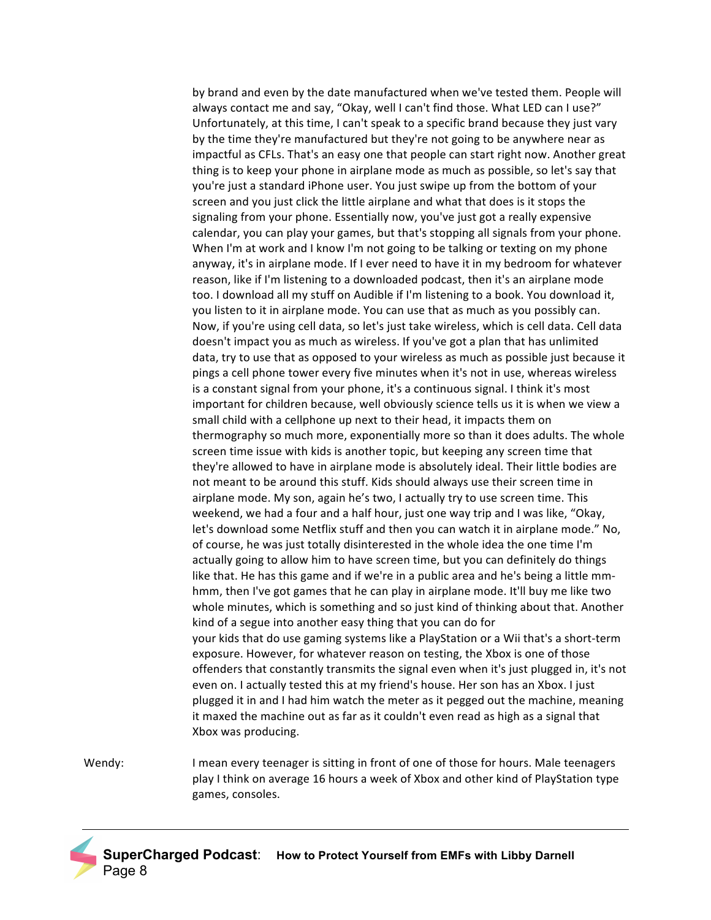by brand and even by the date manufactured when we've tested them. People will always contact me and say, "Okay, well I can't find those. What LED can I use?" Unfortunately, at this time, I can't speak to a specific brand because they just vary by the time they're manufactured but they're not going to be anywhere near as impactful as CFLs. That's an easy one that people can start right now. Another great thing is to keep your phone in airplane mode as much as possible, so let's say that you're just a standard iPhone user. You just swipe up from the bottom of your screen and you just click the little airplane and what that does is it stops the signaling from your phone. Essentially now, you've just got a really expensive calendar, you can play your games, but that's stopping all signals from your phone. When I'm at work and I know I'm not going to be talking or texting on my phone anyway, it's in airplane mode. If I ever need to have it in my bedroom for whatever reason, like if I'm listening to a downloaded podcast, then it's an airplane mode too. I download all my stuff on Audible if I'm listening to a book. You download it, you listen to it in airplane mode. You can use that as much as you possibly can. Now, if you're using cell data, so let's just take wireless, which is cell data. Cell data doesn't impact you as much as wireless. If you've got a plan that has unlimited data, try to use that as opposed to your wireless as much as possible just because it pings a cell phone tower every five minutes when it's not in use, whereas wireless is a constant signal from your phone, it's a continuous signal. I think it's most important for children because, well obviously science tells us it is when we view a small child with a cellphone up next to their head, it impacts them on thermography so much more, exponentially more so than it does adults. The whole screen time issue with kids is another topic, but keeping any screen time that they're allowed to have in airplane mode is absolutely ideal. Their little bodies are not meant to be around this stuff. Kids should always use their screen time in airplane mode. My son, again he's two, I actually try to use screen time. This weekend, we had a four and a half hour, just one way trip and I was like, "Okay, let's download some Netflix stuff and then you can watch it in airplane mode." No, of course, he was just totally disinterested in the whole idea the one time I'm actually going to allow him to have screen time, but you can definitely do things like that. He has this game and if we're in a public area and he's being a little mm-hmm, then I've got games that he can play in airplane mode. It'll buy me like two whole minutes, which is something and so just kind of thinking about that. Another kind of a segue into another easy thing that you can do for your kids that do use gaming systems like a PlayStation or a Wii that's a short-term exposure. However, for whatever reason on testing, the Xbox is one of those offenders that constantly transmits the signal even when it's just plugged in, it's not even on. I actually tested this at my friend's house. Her son has an Xbox. I just plugged it in and I had him watch the meter as it pegged out the machine, meaning it maxed the machine out as far as it couldn't even read as high as a signal that Xbox was producing.

Wendy: I mean every teenager is sitting in front of one of those for hours. Male teenagers play I think on average 16 hours a week of Xbox and other kind of PlayStation type games, consoles.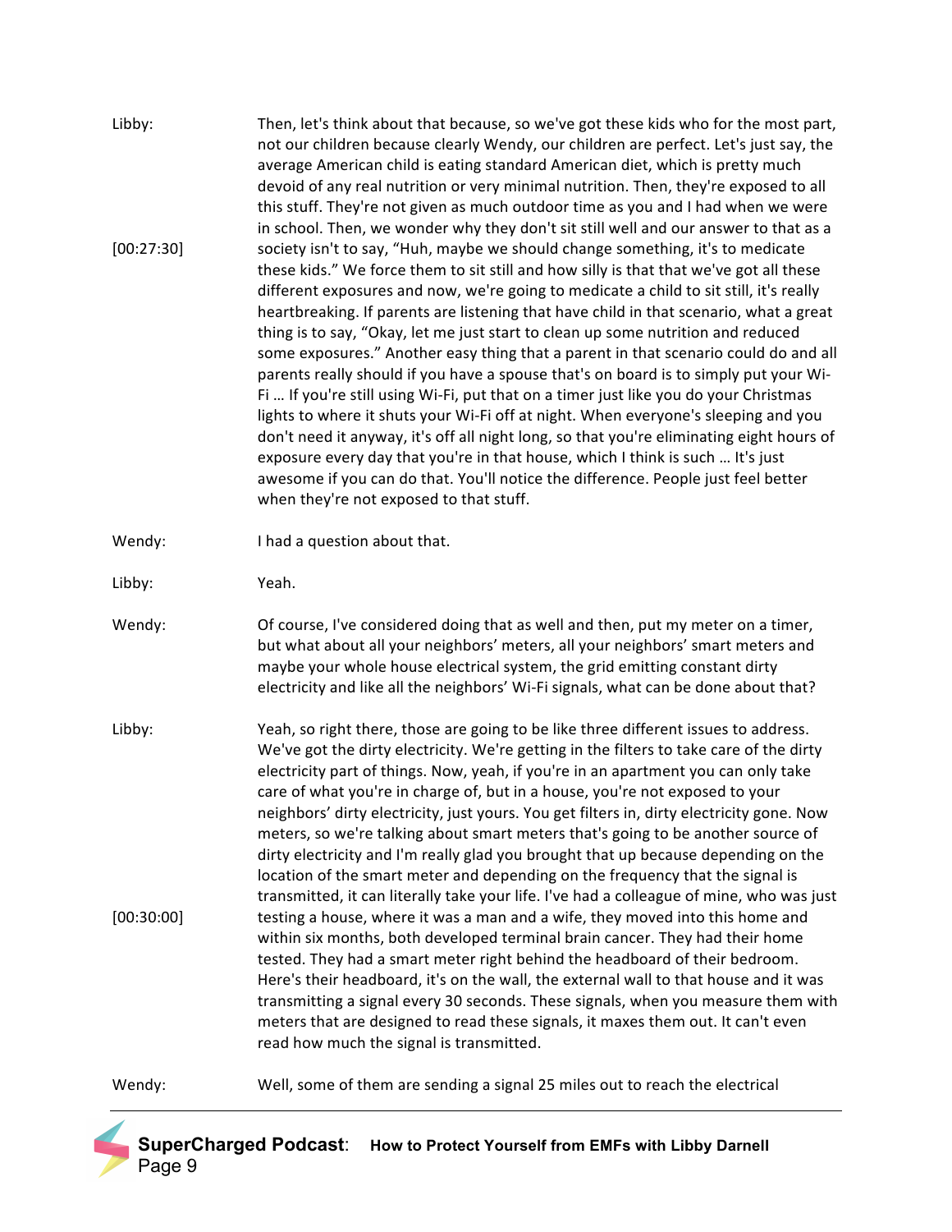**Libby:** Then, let's think about that because, so we've got these kids who for the most part, not our children because clearly Wendy, our children are perfect. Let's just say, the average American child is eating standard American diet, which is pretty much devoid of any real nutrition or very minimal nutrition. Then, they're exposed to all this stuff. They're not given as much outdoor time as you and I had when we were in school. Then, we wonder why they don't sit still well and our answer to that as a society isn't to say, "Huh, maybe we should change something, it's to medicate these kids." We force them to sit still and how silly is that that we've got all these different exposures and now, we're going to medicate a child to sit still, it's really heartbreaking. If parents are listening that have child in that scenario, what a great thing is to say, "Okay, let me just start to clean up some nutrition and reduced some exposures." Another easy thing that a parent in that scenario could do and all parents really should if you have a spouse that's on board is to simply put your Wi-Fi … If you're still using Wi-Fi, put that on a timer just like you do your Christmas lights to where it shuts your Wi-Fi off at night. When everyone's sleeping and you don't need it anyway, it's off all night long, so that you're eliminating eight hours of exposure every day that you're in that house, which I think is such … It's just awesome if you can do that. You'll notice the difference. People just feel better when they're not exposed to that stuff.

[00:27:30]

**Wendy:** I had a question about that.

**Libby:** Yeah.

**Wendy:** Of course, I've considered doing that as well and then, put my meter on a timer, but what about all your neighbors' meters, all your neighbors' smart meters and maybe your whole house electrical system, the grid emitting constant dirty electricity and like all the neighbors' Wi-Fi signals, what can be done about that?

**Libby:** Yeah, so right there, those are going to be like three different issues to address. We've got the dirty electricity. We're getting in the filters to take care of the dirty electricity part of things. Now, yeah, if you're in an apartment you can only take care of what you're in charge of, but in a house, you're not exposed to your neighbors' dirty electricity, just yours. You get filters in, dirty electricity gone. Now meters, so we're talking about smart meters that's going to be another source of dirty electricity and I'm really glad you brought that up because depending on the location of the smart meter and depending on the frequency that the signal is transmitted, it can literally take your life. I've had a colleague of mine, who was just testing a house, where it was a man and a wife, they moved into this home and within six months, both developed terminal brain cancer. They had their home tested. They had a smart meter right behind the headboard of their bedroom. Here's their headboard, it's on the wall, the external wall to that house and it was transmitting a signal every 30 seconds. These signals, when you measure them with meters that are designed to read these signals, it maxes them out. It can't even read how much the signal is transmitted.

[00:30:00]

**Wendy:** Well, some of them are sending a signal 25 miles out to reach the electrical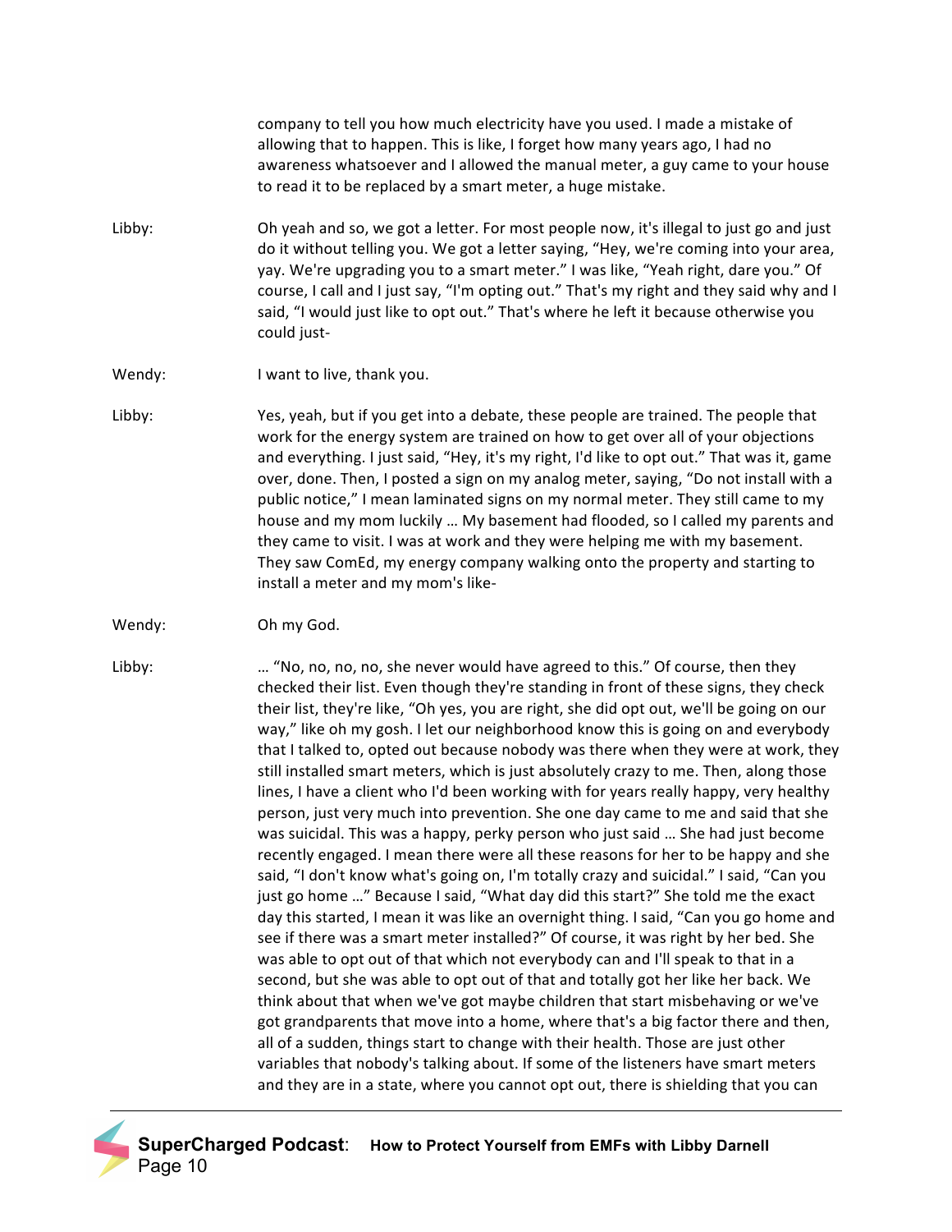company to tell you how much electricity have you used. I made a mistake of allowing that to happen. This is like, I forget how many years ago, I had no awareness whatsoever and I allowed the manual meter, a guy came to your house to read it to be replaced by a smart meter, a huge mistake.

Libby: Oh yeah and so, we got a letter. For most people now, it's illegal to just go and just do it without telling you. We got a letter saying, "Hey, we're coming into your area, yay. We're upgrading you to a smart meter." I was like, "Yeah right, dare you." Of course, I call and I just say, "I'm opting out." That's my right and they said why and I said, "I would just like to opt out." That's where he left it because otherwise you could just-

Wendy: I want to live, thank you.

Libby: Yes, yeah, but if you get into a debate, these people are trained. The people that work for the energy system are trained on how to get over all of your objections and everything. I just said, "Hey, it's my right, I'd like to opt out." That was it, game over, done. Then, I posted a sign on my analog meter, saying, "Do not install with a public notice," I mean laminated signs on my normal meter. They still came to my house and my mom luckily … My basement had flooded, so I called my parents and they came to visit. I was at work and they were helping me with my basement. They saw ComEd, my energy company walking onto the property and starting to install a meter and my mom's like-

Wendy: Oh my God.

Libby: … "No, no, no, no, she never would have agreed to this." Of course, then they checked their list. Even though they're standing in front of these signs, they check their list, they're like, "Oh yes, you are right, she did opt out, we'll be going on our way," like oh my gosh. I let our neighborhood know this is going on and everybody that I talked to, opted out because nobody was there when they were at work, they still installed smart meters, which is just absolutely crazy to me. Then, along those lines, I have a client who I'd been working with for years really happy, very healthy person, just very much into prevention. She one day came to me and said that she was suicidal. This was a happy, perky person who just said … She had just become recently engaged. I mean there were all these reasons for her to be happy and she said, "I don't know what's going on, I'm totally crazy and suicidal." I said, "Can you just go home …" Because I said, "What day did this start?" She told me the exact day this started, I mean it was like an overnight thing. I said, "Can you go home and see if there was a smart meter installed?" Of course, it was right by her bed. She was able to opt out of that which not everybody can and I'll speak to that in a second, but she was able to opt out of that and totally got her like her back. We think about that when we've got maybe children that start misbehaving or we've got grandparents that move into a home, where that's a big factor there and then, all of a sudden, things start to change with their health. Those are just other variables that nobody's talking about. If some of the listeners have smart meters and they are in a state, where you cannot opt out, there is shielding that you can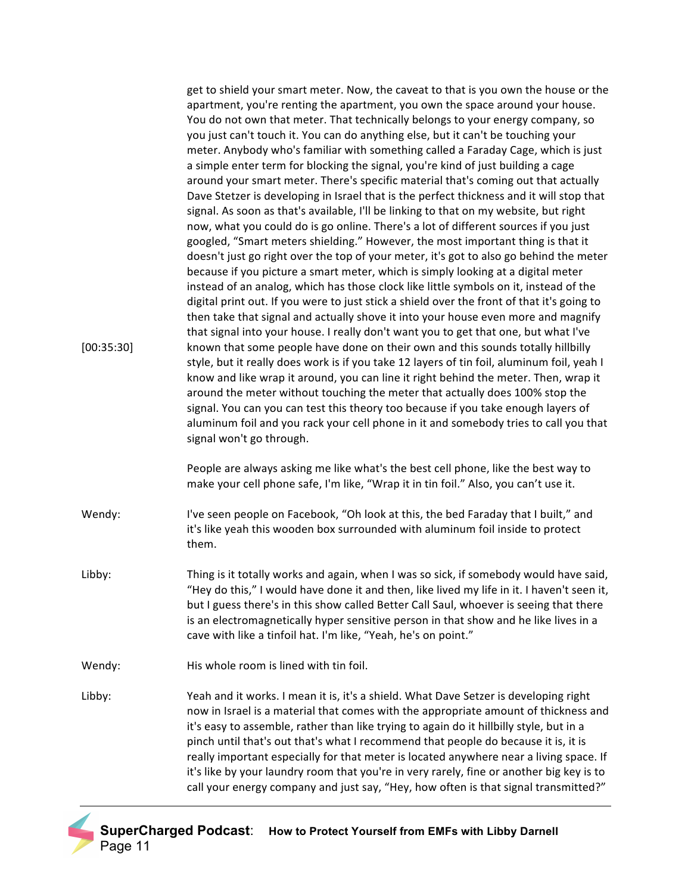get to shield your smart meter. Now, the caveat to that is you own the house or the apartment, you're renting the apartment, you own the space around your house. You do not own that meter. That technically belongs to your energy company, so you just can't touch it. You can do anything else, but it can't be touching your meter. Anybody who's familiar with something called a Faraday Cage, which is just a simple enter term for blocking the signal, you're kind of just building a cage around your smart meter. There's specific material that's coming out that actually Dave Stetzer is developing in Israel that is the perfect thickness and it will stop that signal. As soon as that's available, I'll be linking to that on my website, but right now, what you could do is go online. There's a lot of different sources if you just googled, "Smart meters shielding." However, the most important thing is that it doesn't just go right over the top of your meter, it's got to also go behind the meter because if you picture a smart meter, which is simply looking at a digital meter instead of an analog, which has those clock like little symbols on it, instead of the digital print out. If you were to just stick a shield over the front of that it's going to then take that signal and actually shove it into your house even more and magnify that signal into your house. I really don't want you to get that one, but what I've known that some people have done on their own and this sounds totally hillbilly style, but it really does work is if you take 12 layers of tin foil, aluminum foil, yeah I know and like wrap it around, you can line it right behind the meter. Then, wrap it around the meter without touching the meter that actually does 100% stop the signal. You can you can test this theory too because if you take enough layers of aluminum foil and you rack your cell phone in it and somebody tries to call you that signal won't go through.

[00:35:30]

People are always asking me like what's the best cell phone, like the best way to make your cell phone safe, I'm like, "Wrap it in tin foil." Also, you can't use it.

Wendy: I've seen people on Facebook, "Oh look at this, the bed Faraday that I built," and it's like yeah this wooden box surrounded with aluminum foil inside to protect them.

Libby: Thing is it totally works and again, when I was so sick, if somebody would have said, "Hey do this," I would have done it and then, like lived my life in it. I haven't seen it, but I guess there's in this show called Better Call Saul, whoever is seeing that there is an electromagnetically hyper sensitive person in that show and he like lives in a cave with like a tinfoil hat. I'm like, "Yeah, he's on point."

Wendy: His whole room is lined with tin foil.

Libby: Yeah and it works. I mean it is, it's a shield. What Dave Setzer is developing right now in Israel is a material that comes with the appropriate amount of thickness and it's easy to assemble, rather than like trying to again do it hillbilly style, but in a pinch until that's out that's what I recommend that people do because it is, it is really important especially for that meter is located anywhere near a living space. If it's like by your laundry room that you're in very rarely, fine or another big key is to call your energy company and just say, "Hey, how often is that signal transmitted?"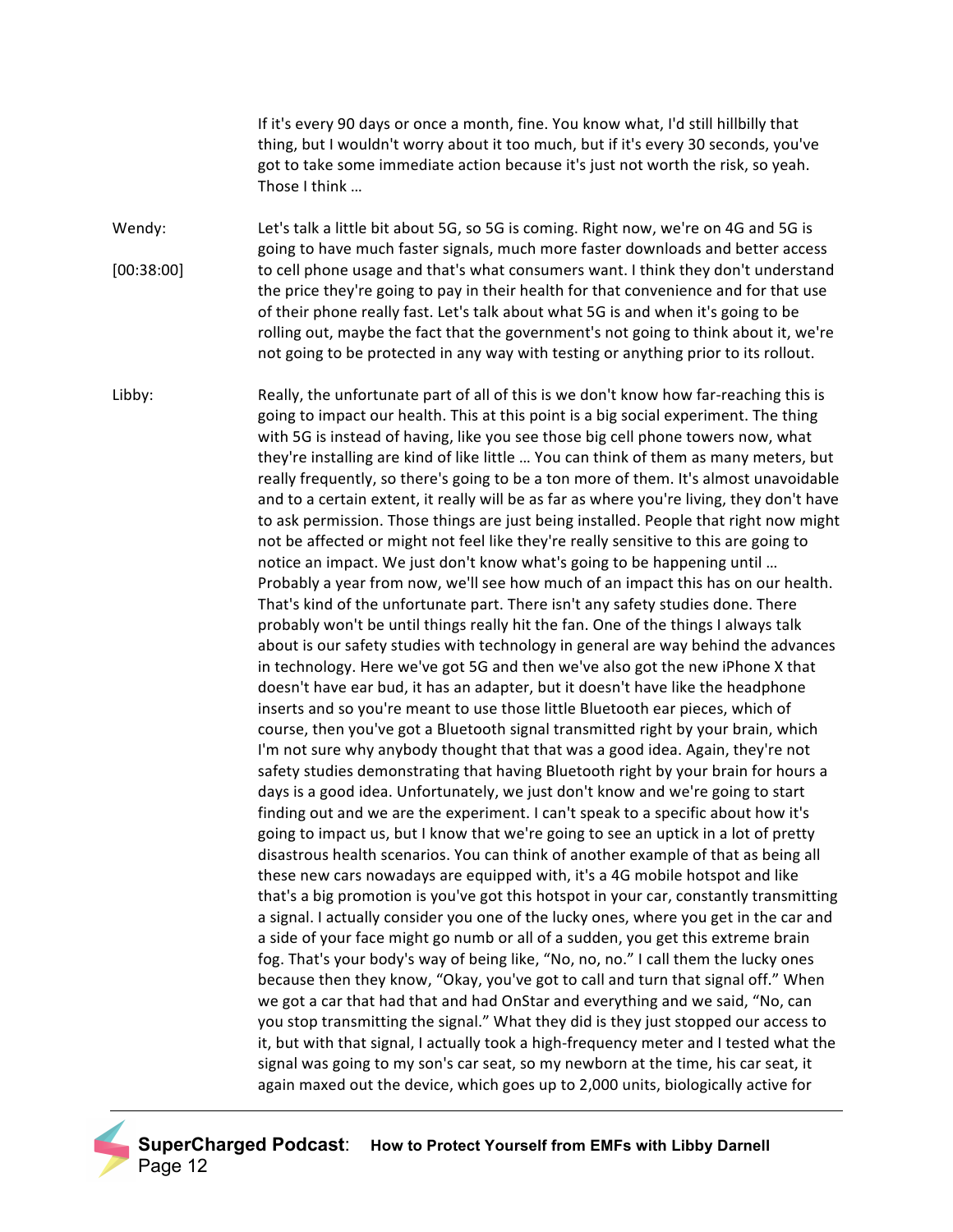If it's every 90 days or once a month, fine. You know what, I'd still hillbilly that thing, but I wouldn't worry about it too much, but if it's every 30 seconds, you've got to take some immediate action because it's just not worth the risk, so yeah. Those I think …

Wendy: [00:38:00] Let's talk a little bit about 5G, so 5G is coming. Right now, we're on 4G and 5G is going to have much faster signals, much more faster downloads and better access to cell phone usage and that's what consumers want. I think they don't understand the price they're going to pay in their health for that convenience and for that use of their phone really fast. Let's talk about what 5G is and when it's going to be rolling out, maybe the fact that the government's not going to think about it, we're not going to be protected in any way with testing or anything prior to its rollout.

Libby: Really, the unfortunate part of all of this is we don't know how far-reaching this is going to impact our health. This at this point is a big social experiment. The thing with 5G is instead of having, like you see those big cell phone towers now, what they're installing are kind of like little … You can think of them as many meters, but really frequently, so there's going to be a ton more of them. It's almost unavoidable and to a certain extent, it really will be as far as where you're living, they don't have to ask permission. Those things are just being installed. People that right now might not be affected or might not feel like they're really sensitive to this are going to notice an impact. We just don't know what's going to be happening until … Probably a year from now, we'll see how much of an impact this has on our health. That's kind of the unfortunate part. There isn't any safety studies done. There probably won't be until things really hit the fan. One of the things I always talk about is our safety studies with technology in general are way behind the advances in technology. Here we've got 5G and then we've also got the new iPhone X that doesn't have ear bud, it has an adapter, but it doesn't have like the headphone inserts and so you're meant to use those little Bluetooth ear pieces, which of course, then you've got a Bluetooth signal transmitted right by your brain, which I'm not sure why anybody thought that that was a good idea. Again, they're not safety studies demonstrating that having Bluetooth right by your brain for hours a days is a good idea. Unfortunately, we just don't know and we're going to start finding out and we are the experiment. I can't speak to a specific about how it's going to impact us, but I know that we're going to see an uptick in a lot of pretty disastrous health scenarios. You can think of another example of that as being all these new cars nowadays are equipped with, it's a 4G mobile hotspot and like that's a big promotion is you've got this hotspot in your car, constantly transmitting a signal. I actually consider you one of the lucky ones, where you get in the car and a side of your face might go numb or all of a sudden, you get this extreme brain fog. That's your body's way of being like, "No, no, no." I call them the lucky ones because then they know, "Okay, you've got to call and turn that signal off." When we got a car that had that and had OnStar and everything and we said, "No, can you stop transmitting the signal." What they did is they just stopped our access to it, but with that signal, I actually took a high-frequency meter and I tested what the signal was going to my son's car seat, so my newborn at the time, his car seat, it again maxed out the device, which goes up to 2,000 units, biologically active for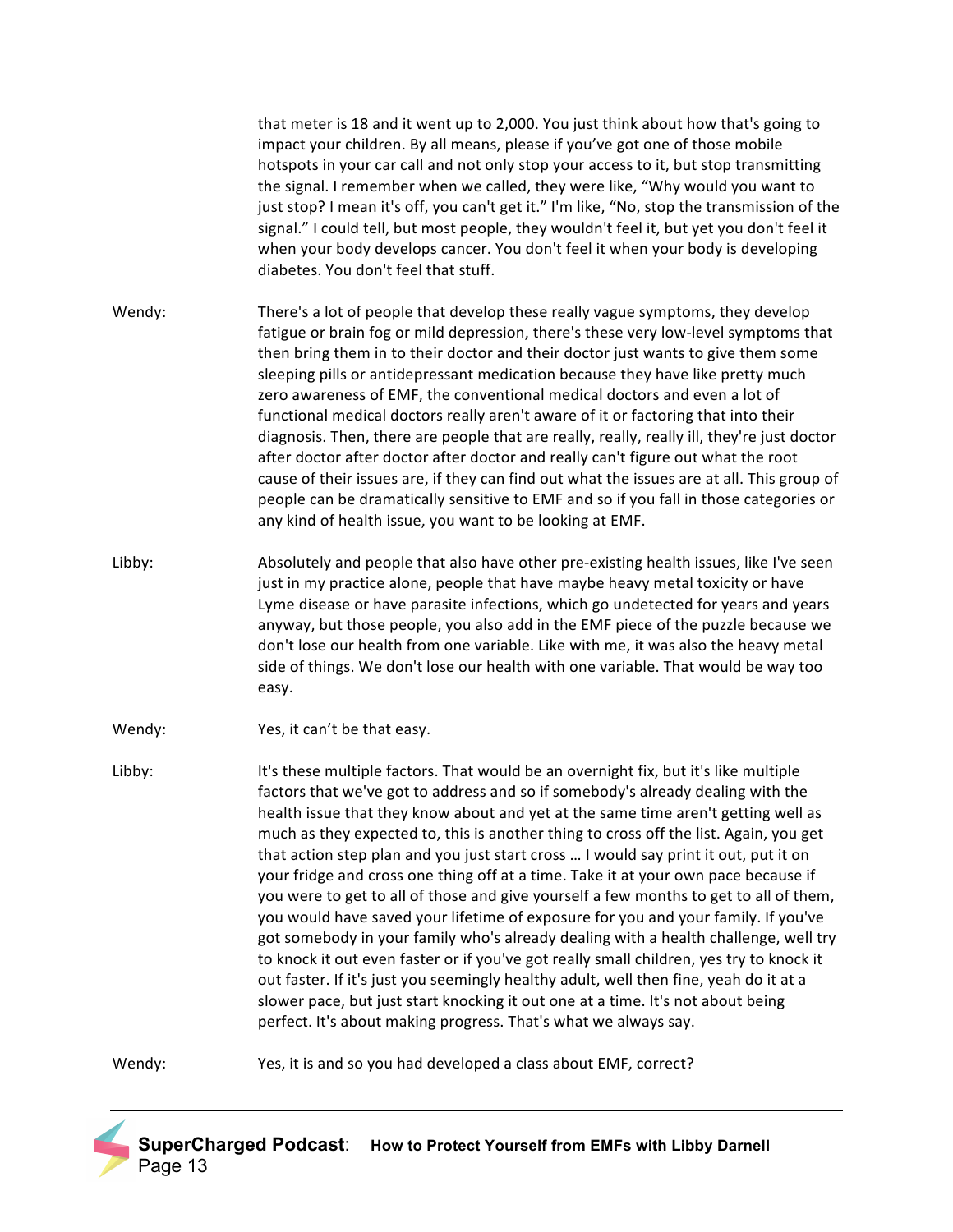that meter is 18 and it went up to 2,000. You just think about how that's going to impact your children. By all means, please if you've got one of those mobile hotspots in your car call and not only stop your access to it, but stop transmitting the signal. I remember when we called, they were like, "Why would you want to just stop? I mean it's off, you can't get it." I'm like, "No, stop the transmission of the signal." I could tell, but most people, they wouldn't feel it, but yet you don't feel it when your body develops cancer. You don't feel it when your body is developing diabetes. You don't feel that stuff.

**Wendy:** There's a lot of people that develop these really vague symptoms, they develop fatigue or brain fog or mild depression, there's these very low-level symptoms that then bring them in to their doctor and their doctor just wants to give them some sleeping pills or antidepressant medication because they have like pretty much zero awareness of EMF, the conventional medical doctors and even a lot of functional medical doctors really aren't aware of it or factoring that into their diagnosis. Then, there are people that are really, really, really ill, they're just doctor after doctor after doctor after doctor and really can't figure out what the root cause of their issues are, if they can find out what the issues are at all. This group of people can be dramatically sensitive to EMF and so if you fall in those categories or any kind of health issue, you want to be looking at EMF.

**Libby:** Absolutely and people that also have other pre-existing health issues, like I've seen just in my practice alone, people that have maybe heavy metal toxicity or have Lyme disease or have parasite infections, which go undetected for years and years anyway, but those people, you also add in the EMF piece of the puzzle because we don't lose our health from one variable. Like with me, it was also the heavy metal side of things. We don't lose our health with one variable. That would be way too easy.

**Wendy:** Yes, it can't be that easy.

**Libby:** It's these multiple factors. That would be an overnight fix, but it's like multiple factors that we've got to address and so if somebody's already dealing with the health issue that they know about and yet at the same time aren't getting well as much as they expected to, this is another thing to cross off the list. Again, you get that action step plan and you just start cross … I would say print it out, put it on your fridge and cross one thing off at a time. Take it at your own pace because if you were to get to all of those and give yourself a few months to get to all of them, you would have saved your lifetime of exposure for you and your family. If you've got somebody in your family who's already dealing with a health challenge, well try to knock it out even faster or if you've got really small children, yes try to knock it out faster. If it's just you seemingly healthy adult, well then fine, yeah do it at a slower pace, but just start knocking it out one at a time. It's not about being perfect. It's about making progress. That's what we always say.

**Wendy:** Yes, it is and so you had developed a class about EMF, correct?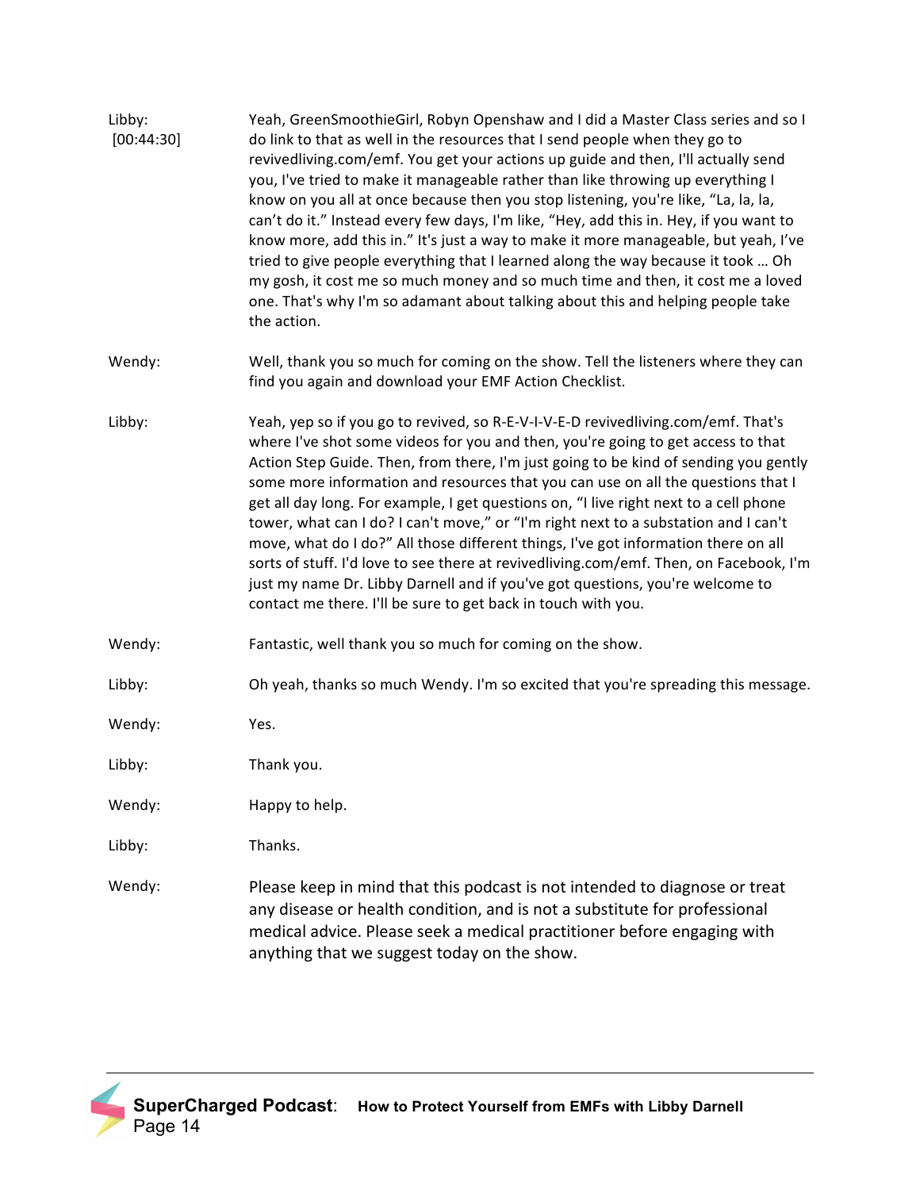**Libby:** [00:44:30]
Yeah, GreenSmoothieGirl, Robyn Openshaw and I did a Master Class series and so I do link to that as well in the resources that I send people when they go to revivedliving.com/emf. You get your actions up guide and then, I'll actually send you, I've tried to make it manageable rather than like throwing up everything I know on you all at once because then you stop listening, you're like, "La, la, la, can't do it." Instead every few days, I'm like, "Hey, add this in. Hey, if you want to know more, add this in." It's just a way to make it more manageable, but yeah, I've tried to give people everything that I learned along the way because it took … Oh my gosh, it cost me so much money and so much time and then, it cost me a loved one. That's why I'm so adamant about talking about this and helping people take the action.

**Wendy:** Well, thank you so much for coming on the show. Tell the listeners where they can find you again and download your EMF Action Checklist.

**Libby:** Yeah, yep so if you go to revived, so R-E-V-I-V-E-D revivedliving.com/emf. That's where I've shot some videos for you and then, you're going to get access to that Action Step Guide. Then, from there, I'm just going to be kind of sending you gently some more information and resources that you can use on all the questions that I get all day long. For example, I get questions on, "I live right next to a cell phone tower, what can I do? I can't move," or "I'm right next to a substation and I can't move, what do I do?" All those different things, I've got information there on all sorts of stuff. I'd love to see there at revivedliving.com/emf. Then, on Facebook, I'm just my name Dr. Libby Darnell and if you've got questions, you're welcome to contact me there. I'll be sure to get back in touch with you.

**Wendy:** Fantastic, well thank you so much for coming on the show.

**Libby:** Oh yeah, thanks so much Wendy. I'm so excited that you're spreading this message.

**Wendy:** Yes.

**Libby:** Thank you.

**Wendy:** Happy to help.

**Libby:** Thanks.

**Wendy:** Please keep in mind that this podcast is not intended to diagnose or treat any disease or health condition, and is not a substitute for professional medical advice. Please seek a medical practitioner before engaging with anything that we suggest today on the show.